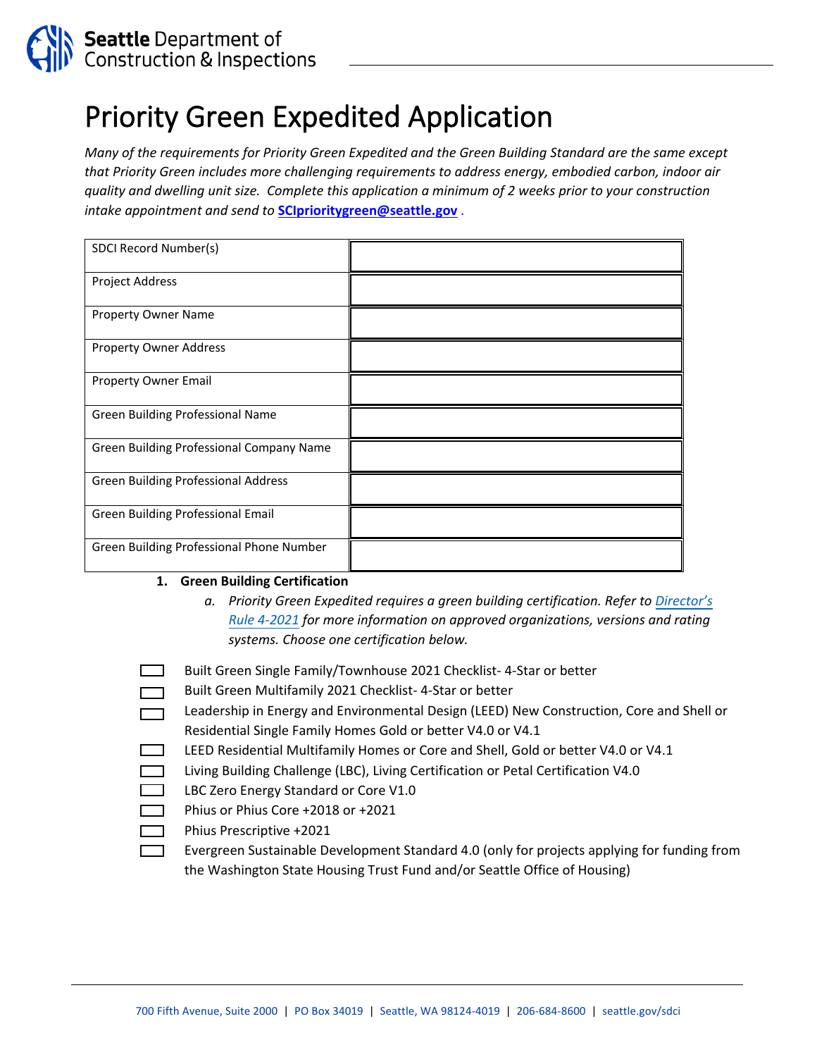Seattle Department of Construction & Inspections

# Priority Green Expedited Application

*Many of the requirements for Priority Green Expedited and the Green Building Standard are the same except that Priority Green includes more challenging requirements to address energy, embodied carbon, indoor air quality and dwelling unit size. Complete this application a minimum of 2 weeks prior to your construction intake appointment and send to* **SCIprioritygreen@seattle.gov** .

| | |
|---|---|
| SDCI Record Number(s) | |
| Project Address | |
| Property Owner Name | |
| Property Owner Address | |
| Property Owner Email | |
| Green Building Professional Name | |
| Green Building Professional Company Name | |
| Green Building Professional Address | |
| Green Building Professional Email | |
| Green Building Professional Phone Number | |

1. **Green Building Certification**
   a. *Priority Green Expedited requires a green building certification. Refer to Director's Rule 4-2021 for more information on approved organizations, versions and rating systems. Choose one certification below.*

- ☐ Built Green Single Family/Townhouse 2021 Checklist- 4-Star or better
- ☐ Built Green Multifamily 2021 Checklist- 4-Star or better
- ☐ Leadership in Energy and Environmental Design (LEED) New Construction, Core and Shell or Residential Single Family Homes Gold or better V4.0 or V4.1
- ☐ LEED Residential Multifamily Homes or Core and Shell, Gold or better V4.0 or V4.1
- ☐ Living Building Challenge (LBC), Living Certification or Petal Certification V4.0
- ☐ LBC Zero Energy Standard or Core V1.0
- ☐ Phius or Phius Core +2018 or +2021
- ☐ Phius Prescriptive +2021
- ☐ Evergreen Sustainable Development Standard 4.0 (only for projects applying for funding from the Washington State Housing Trust Fund and/or Seattle Office of Housing)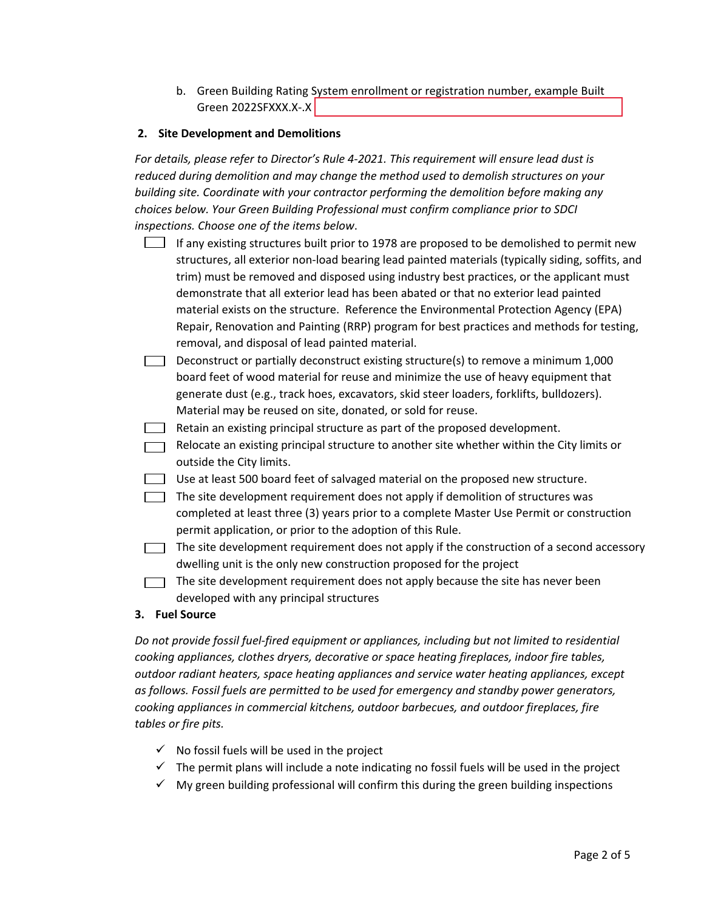b. Green Building Rating System enrollment or registration number, example Built Green 2022SFXXX.X-.X

**2. Site Development and Demolitions**

*For details, please refer to Director's Rule 4-2021. This requirement will ensure lead dust is reduced during demolition and may change the method used to demolish structures on your building site. Coordinate with your contractor performing the demolition before making any choices below. Your Green Building Professional must confirm compliance prior to SDCI inspections. Choose one of the items below*.

- ☐ If any existing structures built prior to 1978 are proposed to be demolished to permit new structures, all exterior non-load bearing lead painted materials (typically siding, soffits, and trim) must be removed and disposed using industry best practices, or the applicant must demonstrate that all exterior lead has been abated or that no exterior lead painted material exists on the structure. Reference the Environmental Protection Agency (EPA) Repair, Renovation and Painting (RRP) program for best practices and methods for testing, removal, and disposal of lead painted material.
- ☐ Deconstruct or partially deconstruct existing structure(s) to remove a minimum 1,000 board feet of wood material for reuse and minimize the use of heavy equipment that generate dust (e.g., track hoes, excavators, skid steer loaders, forklifts, bulldozers). Material may be reused on site, donated, or sold for reuse.
- ☐ Retain an existing principal structure as part of the proposed development.
- ☐ Relocate an existing principal structure to another site whether within the City limits or outside the City limits.
- ☐ Use at least 500 board feet of salvaged material on the proposed new structure.
- ☐ The site development requirement does not apply if demolition of structures was completed at least three (3) years prior to a complete Master Use Permit or construction permit application, or prior to the adoption of this Rule.
- ☐ The site development requirement does not apply if the construction of a second accessory dwelling unit is the only new construction proposed for the project
- ☐ The site development requirement does not apply because the site has never been developed with any principal structures

**3. Fuel Source**

*Do not provide fossil fuel-fired equipment or appliances, including but not limited to residential cooking appliances, clothes dryers, decorative or space heating fireplaces, indoor fire tables, outdoor radiant heaters, space heating appliances and service water heating appliances, except as follows. Fossil fuels are permitted to be used for emergency and standby power generators, cooking appliances in commercial kitchens, outdoor barbecues, and outdoor fireplaces, fire tables or fire pits.*

- ✓ No fossil fuels will be used in the project
- ✓ The permit plans will include a note indicating no fossil fuels will be used in the project
- ✓ My green building professional will confirm this during the green building inspections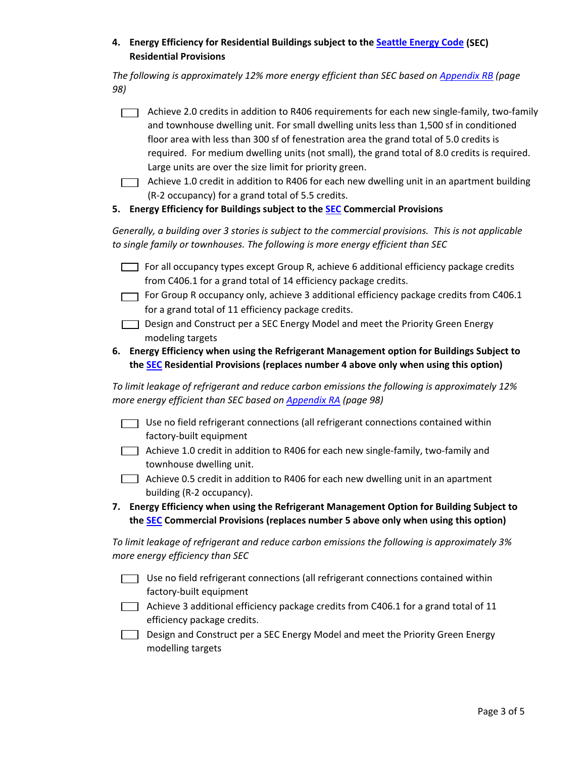4. **Energy Efficiency for Residential Buildings subject to the Seattle Energy Code (SEC) Residential Provisions**

*The following is approximately 12% more energy efficient than SEC based on Appendix RB (page 98)*

- [ ] Achieve 2.0 credits in addition to R406 requirements for each new single-family, two-family and townhouse dwelling unit. For small dwelling units less than 1,500 sf in conditioned floor area with less than 300 sf of fenestration area the grand total of 5.0 credits is required. For medium dwelling units (not small), the grand total of 8.0 credits is required. Large units are over the size limit for priority green.
- [ ] Achieve 1.0 credit in addition to R406 for each new dwelling unit in an apartment building (R-2 occupancy) for a grand total of 5.5 credits.

5. **Energy Efficiency for Buildings subject to the SEC Commercial Provisions**

*Generally, a building over 3 stories is subject to the commercial provisions. This is not applicable to single family or townhouses. The following is more energy efficient than SEC*

- [ ] For all occupancy types except Group R, achieve 6 additional efficiency package credits from C406.1 for a grand total of 14 efficiency package credits.
- [ ] For Group R occupancy only, achieve 3 additional efficiency package credits from C406.1 for a grand total of 11 efficiency package credits.
- [ ] Design and Construct per a SEC Energy Model and meet the Priority Green Energy modeling targets

6. **Energy Efficiency when using the Refrigerant Management option for Buildings Subject to the SEC Residential Provisions (replaces number 4 above only when using this option)**

*To limit leakage of refrigerant and reduce carbon emissions the following is approximately 12% more energy efficient than SEC based on Appendix RA (page 98)*

- [ ] Use no field refrigerant connections (all refrigerant connections contained within factory-built equipment
- [ ] Achieve 1.0 credit in addition to R406 for each new single-family, two-family and townhouse dwelling unit.
- [ ] Achieve 0.5 credit in addition to R406 for each new dwelling unit in an apartment building (R-2 occupancy).

7. **Energy Efficiency when using the Refrigerant Management Option for Building Subject to the SEC Commercial Provisions (replaces number 5 above only when using this option)**

*To limit leakage of refrigerant and reduce carbon emissions the following is approximately 3% more energy efficiency than SEC*

- [ ] Use no field refrigerant connections (all refrigerant connections contained within factory-built equipment
- [ ] Achieve 3 additional efficiency package credits from C406.1 for a grand total of 11 efficiency package credits.
- [ ] Design and Construct per a SEC Energy Model and meet the Priority Green Energy modelling targets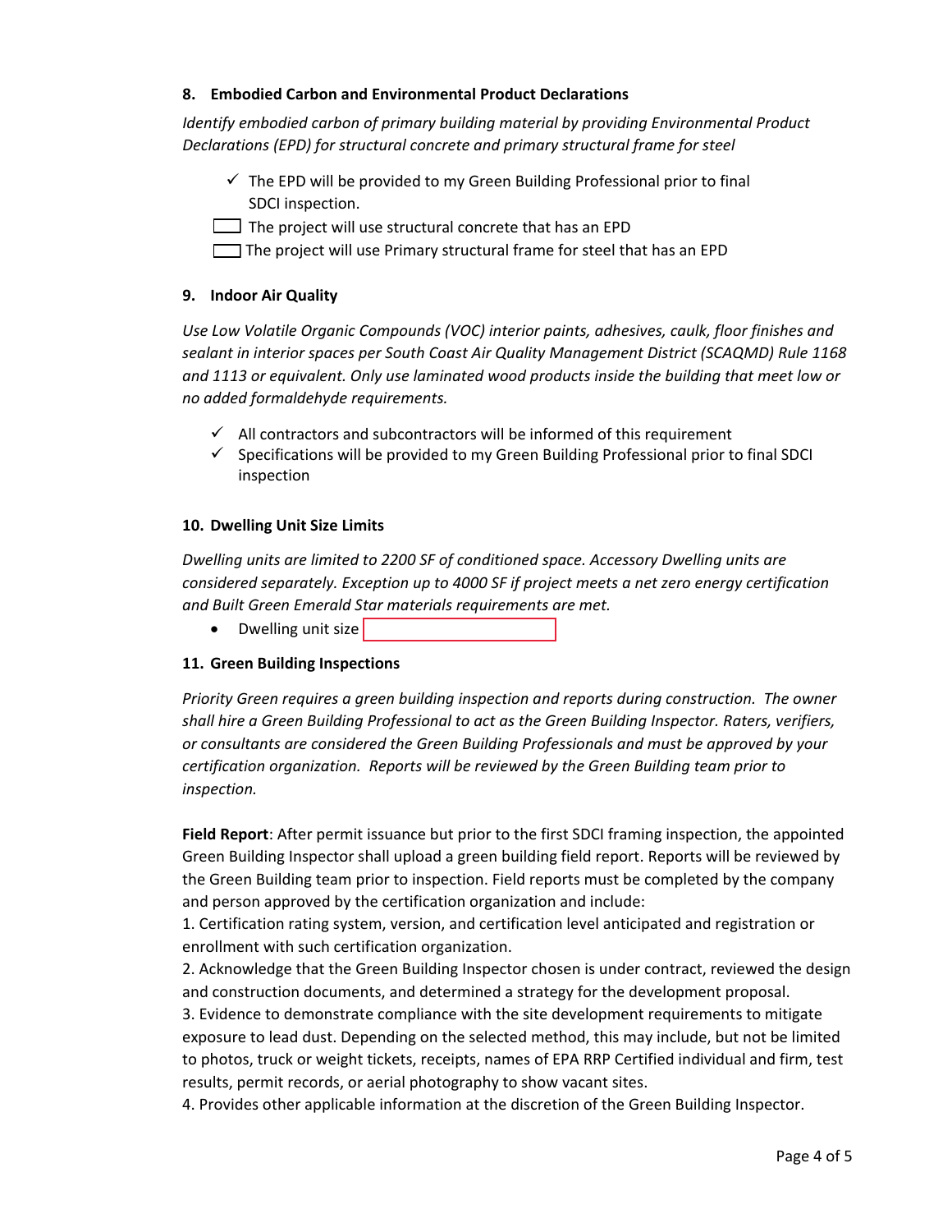### 8. Embodied Carbon and Environmental Product Declarations

*Identify embodied carbon of primary building material by providing Environmental Product Declarations (EPD) for structural concrete and primary structural frame for steel*

- ✓ The EPD will be provided to my Green Building Professional prior to final SDCI inspection.
- ☐ The project will use structural concrete that has an EPD
- ☐ The project will use Primary structural frame for steel that has an EPD

### 9. Indoor Air Quality

*Use Low Volatile Organic Compounds (VOC) interior paints, adhesives, caulk, floor finishes and sealant in interior spaces per South Coast Air Quality Management District (SCAQMD) Rule 1168 and 1113 or equivalent. Only use laminated wood products inside the building that meet low or no added formaldehyde requirements.*

- ✓ All contractors and subcontractors will be informed of this requirement
- ✓ Specifications will be provided to my Green Building Professional prior to final SDCI inspection

### 10. Dwelling Unit Size Limits

*Dwelling units are limited to 2200 SF of conditioned space. Accessory Dwelling units are considered separately. Exception up to 4000 SF if project meets a net zero energy certification and Built Green Emerald Star materials requirements are met.*

- Dwelling unit size ____________________

### 11. Green Building Inspections

*Priority Green requires a green building inspection and reports during construction. The owner shall hire a Green Building Professional to act as the Green Building Inspector. Raters, verifiers, or consultants are considered the Green Building Professionals and must be approved by your certification organization. Reports will be reviewed by the Green Building team prior to inspection.*

**Field Report**: After permit issuance but prior to the first SDCI framing inspection, the appointed Green Building Inspector shall upload a green building field report. Reports will be reviewed by the Green Building team prior to inspection. Field reports must be completed by the company and person approved by the certification organization and include:

1. Certification rating system, version, and certification level anticipated and registration or enrollment with such certification organization.
2. Acknowledge that the Green Building Inspector chosen is under contract, reviewed the design and construction documents, and determined a strategy for the development proposal.
3. Evidence to demonstrate compliance with the site development requirements to mitigate exposure to lead dust. Depending on the selected method, this may include, but not be limited to photos, truck or weight tickets, receipts, names of EPA RRP Certified individual and firm, test results, permit records, or aerial photography to show vacant sites.
4. Provides other applicable information at the discretion of the Green Building Inspector.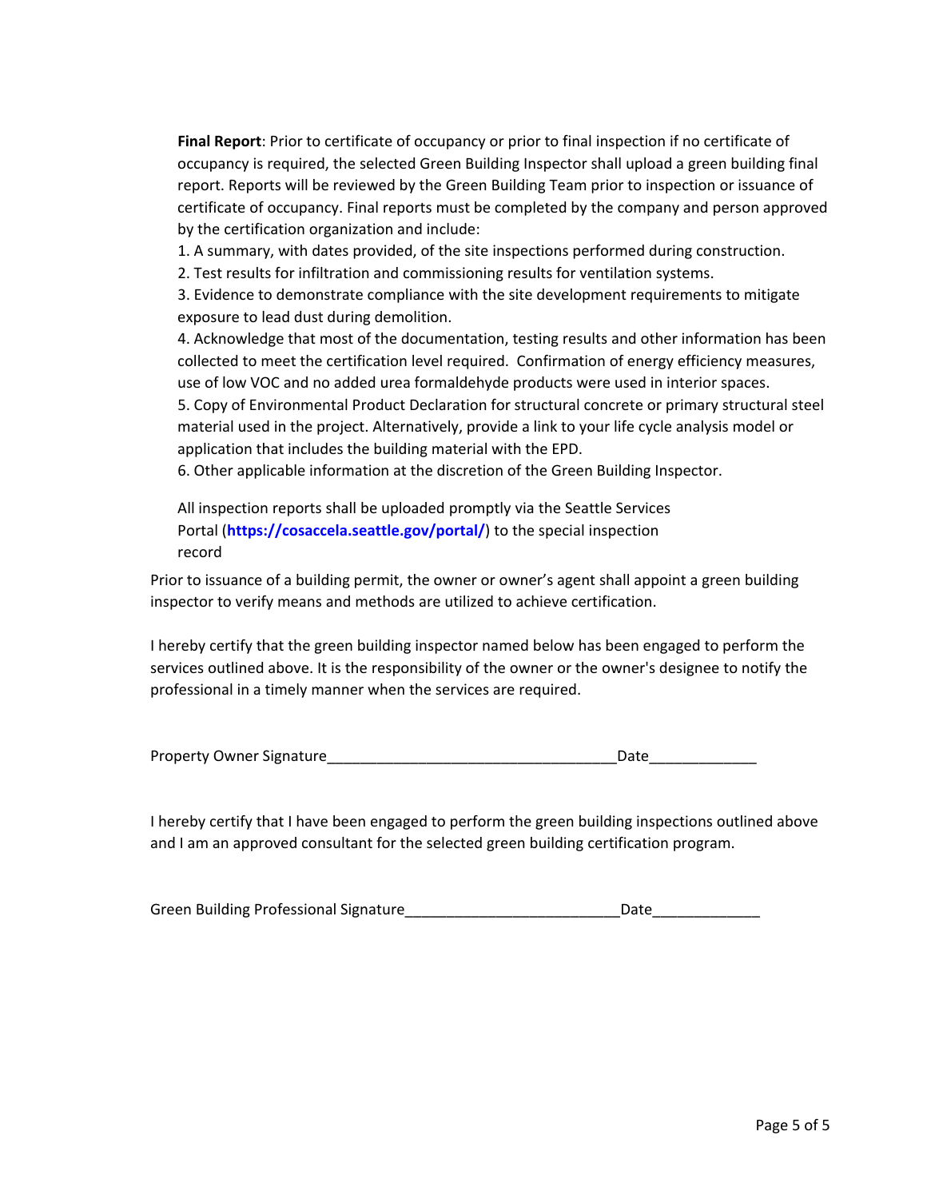**Final Report**: Prior to certificate of occupancy or prior to final inspection if no certificate of occupancy is required, the selected Green Building Inspector shall upload a green building final report. Reports will be reviewed by the Green Building Team prior to inspection or issuance of certificate of occupancy. Final reports must be completed by the company and person approved by the certification organization and include:

1. A summary, with dates provided, of the site inspections performed during construction.
2. Test results for infiltration and commissioning results for ventilation systems.
3. Evidence to demonstrate compliance with the site development requirements to mitigate exposure to lead dust during demolition.
4. Acknowledge that most of the documentation, testing results and other information has been collected to meet the certification level required. Confirmation of energy efficiency measures, use of low VOC and no added urea formaldehyde products were used in interior spaces.
5. Copy of Environmental Product Declaration for structural concrete or primary structural steel material used in the project. Alternatively, provide a link to your life cycle analysis model or application that includes the building material with the EPD.
6. Other applicable information at the discretion of the Green Building Inspector.

All inspection reports shall be uploaded promptly via the Seattle Services Portal (**https://cosaccela.seattle.gov/portal/**) to the special inspection record

Prior to issuance of a building permit, the owner or owner's agent shall appoint a green building inspector to verify means and methods are utilized to achieve certification.

I hereby certify that the green building inspector named below has been engaged to perform the services outlined above. It is the responsibility of the owner or the owner's designee to notify the professional in a timely manner when the services are required.

Property Owner Signature___________________________________Date_____________

I hereby certify that I have been engaged to perform the green building inspections outlined above and I am an approved consultant for the selected green building certification program.

Green Building Professional Signature__________________________Date_____________